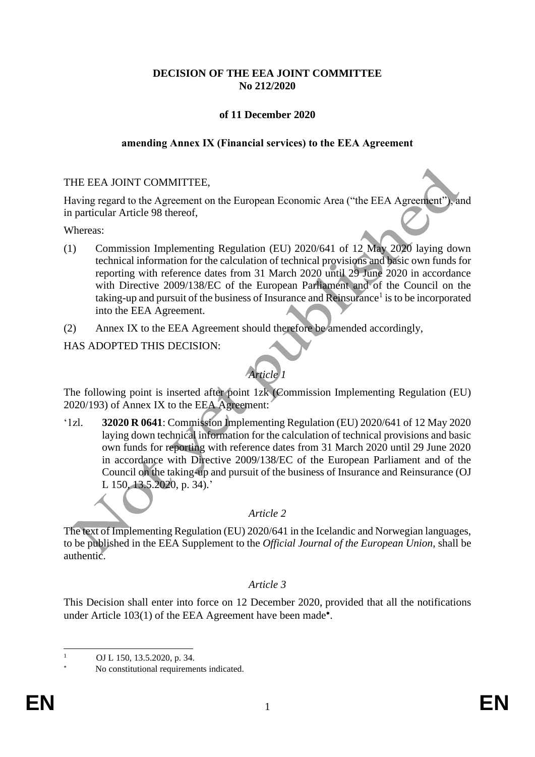**DECISION OF THE EEA JOINT COMMITTEE**
**No 212/2020**

**of 11 December 2020**

**amending Annex IX (Financial services) to the EEA Agreement**

THE EEA JOINT COMMITTEE,

Having regard to the Agreement on the European Economic Area ("the EEA Agreement"), and in particular Article 98 thereof,

Whereas:

(1) Commission Implementing Regulation (EU) 2020/641 of 12 May 2020 laying down technical information for the calculation of technical provisions and basic own funds for reporting with reference dates from 31 March 2020 until 29 June 2020 in accordance with Directive 2009/138/EC of the European Parliament and of the Council on the taking-up and pursuit of the business of Insurance and Reinsurance[1] is to be incorporated into the EEA Agreement.

(2) Annex IX to the EEA Agreement should therefore be amended accordingly,

HAS ADOPTED THIS DECISION:

*Article 1*

The following point is inserted after point 1zk (Commission Implementing Regulation (EU) 2020/193) of Annex IX to the EEA Agreement:

'1zl. **32020 R 0641**: Commission Implementing Regulation (EU) 2020/641 of 12 May 2020 laying down technical information for the calculation of technical provisions and basic own funds for reporting with reference dates from 31 March 2020 until 29 June 2020 in accordance with Directive 2009/138/EC of the European Parliament and of the Council on the taking-up and pursuit of the business of Insurance and Reinsurance (OJ L 150, 13.5.2020, p. 34).'

*Article 2*

The text of Implementing Regulation (EU) 2020/641 in the Icelandic and Norwegian languages, to be published in the EEA Supplement to the *Official Journal of the European Union*, shall be authentic.

*Article 3*

This Decision shall enter into force on 12 December 2020, provided that all the notifications under Article 103(1) of the EEA Agreement have been made[*].

---

[1] OJ L 150, 13.5.2020, p. 34.

[*] No constitutional requirements indicated.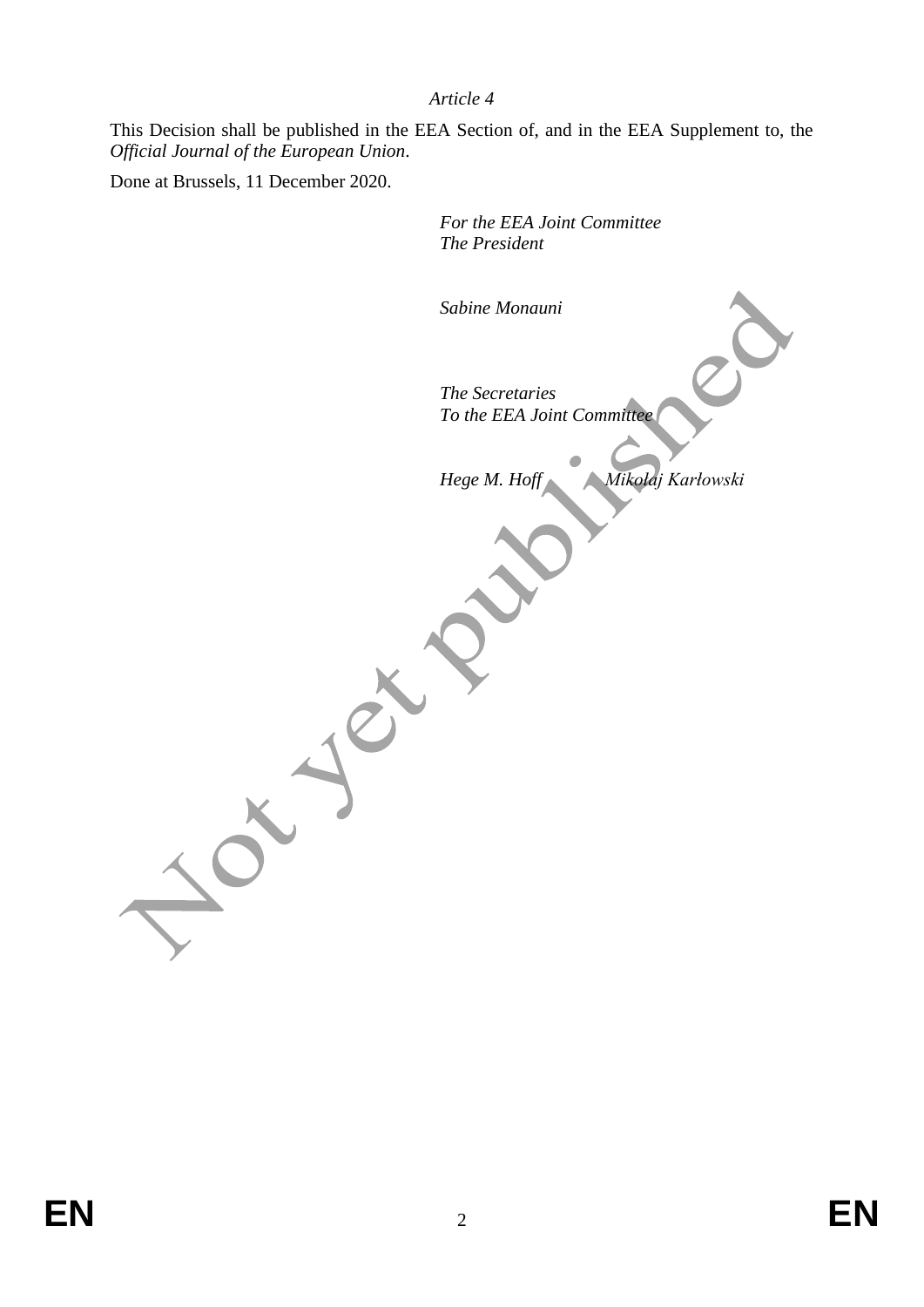*Article 4*

This Decision shall be published in the EEA Section of, and in the EEA Supplement to, the *Official Journal of the European Union*.

Done at Brussels, 11 December 2020.

*For the EEA Joint Committee*
*The President*

*Sabine Monauni*

*The Secretaries*
*To the EEA Joint Committee*

*Hege M. Hoff* *Mikołaj Karłowski*

Not yet published